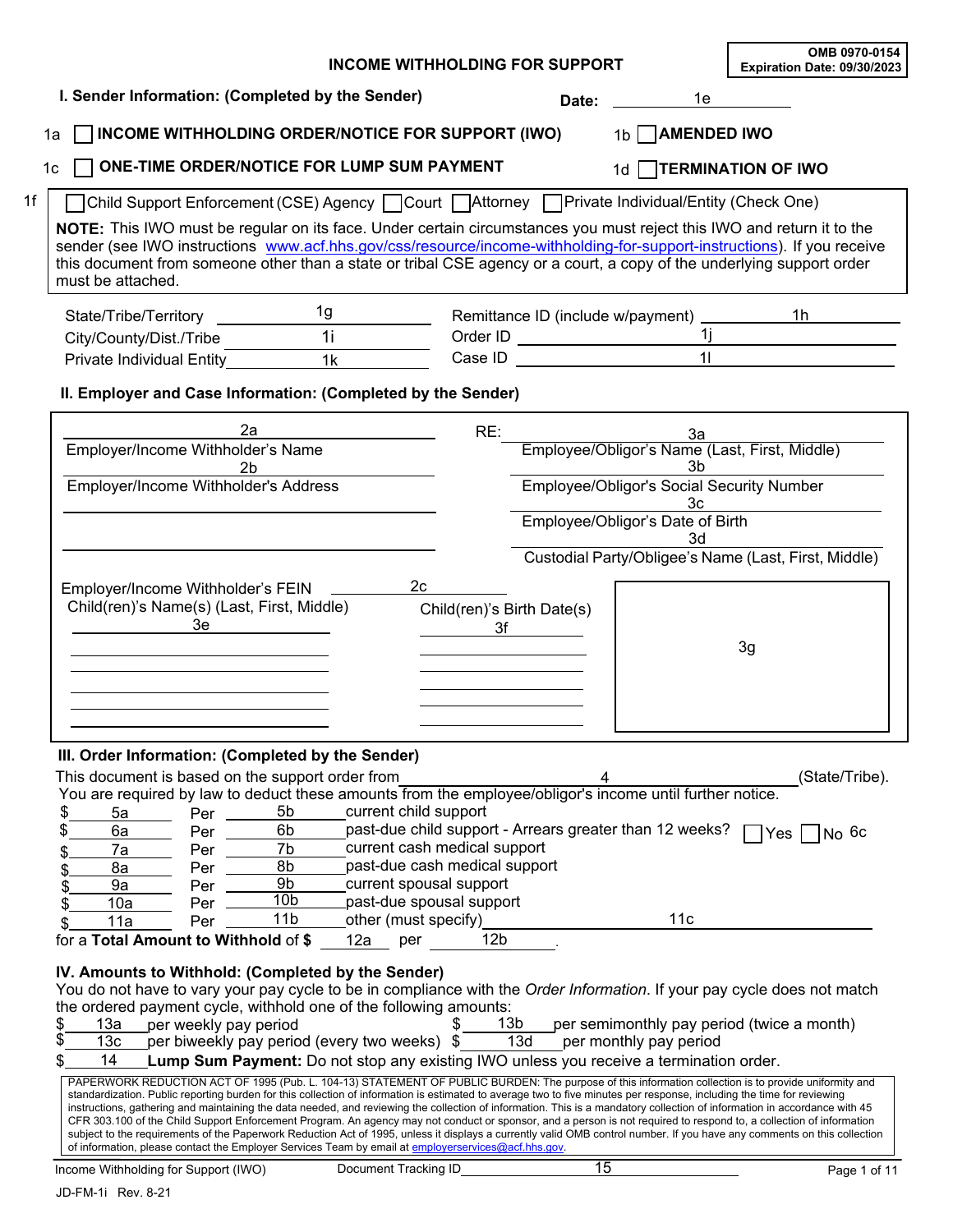OMB 0970-0154
Expiration Date: 09/30/2023

# INCOME WITHHOLDING FOR SUPPORT

## I. Sender Information: (Completed by the Sender)

Date: 1e

1a ☐ **INCOME WITHHOLDING ORDER/NOTICE FOR SUPPORT (IWO)** 1b ☐ **AMENDED IWO**

1c ☐ **ONE-TIME ORDER/NOTICE FOR LUMP SUM PAYMENT** 1d ☐ **TERMINATION OF IWO**

1f ☐ Child Support Enforcement (CSE) Agency ☐ Court ☐ Attorney ☐ Private Individual/Entity (Check One)

**NOTE:** This IWO must be regular on its face. Under certain circumstances you must reject this IWO and return it to the sender (see IWO instructions www.acf.hhs.gov/css/resource/income-withholding-for-support-instructions). If you receive this document from someone other than a state or tribal CSE agency or a court, a copy of the underlying support order must be attached.

State/Tribe/Territory 1g
City/County/Dist./Tribe 1i
Private Individual Entity 1k
Remittance ID (include w/payment) 1h
Order ID 1j
Case ID 1l

## II. Employer and Case Information: (Completed by the Sender)

2a
Employer/Income Withholder's Name
2b
Employer/Income Withholder's Address

Employer/Income Withholder's FEIN 2c

RE:
3a
Employee/Obligor's Name (Last, First, Middle)
3b
Employee/Obligor's Social Security Number
3c
Employee/Obligor's Date of Birth
3d
Custodial Party/Obligee's Name (Last, First, Middle)

Child(ren)'s Name(s) (Last, First, Middle): 3e

Child(ren)'s Birth Date(s): 3f

3g

## III. Order Information: (Completed by the Sender)

This document is based on the support order from 4 (State/Tribe).
You are required by law to deduct these amounts from the employee/obligor's income until further notice.

$ 5a Per 5b current child support
$ 6a Per 6b past-due child support - Arrears greater than 12 weeks? ☐ Yes ☐ No 6c
$ 7a Per 7b current cash medical support
$ 8a Per 8b past-due cash medical support
$ 9a Per 9b current spousal support
$ 10a Per 10b past-due spousal support
$ 11a Per 11b other (must specify) 11c
for a **Total Amount to Withhold** of $ 12a per 12b.

## IV. Amounts to Withhold: (Completed by the Sender)

You do not have to vary your pay cycle to be in compliance with the *Order Information*. If your pay cycle does not match the ordered payment cycle, withhold one of the following amounts:

$ 13a per weekly pay period $ 13b per semimonthly pay period (twice a month)
$ 13c per biweekly pay period (every two weeks) $ 13d per monthly pay period
$ 14 **Lump Sum Payment:** Do not stop any existing IWO unless you receive a termination order.

PAPERWORK REDUCTION ACT OF 1995 (Pub. L. 104-13) STATEMENT OF PUBLIC BURDEN: The purpose of this information collection is to provide uniformity and standardization. Public reporting burden for this collection of information is estimated to average two to five minutes per response, including the time for reviewing instructions, gathering and maintaining the data needed, and reviewing the collection of information. This is a mandatory collection of information in accordance with 45 CFR 303.100 of the Child Support Enforcement Program. An agency may not conduct or sponsor, and a person is not required to respond to, a collection of information subject to the requirements of the Paperwork Reduction Act of 1995, unless it displays a currently valid OMB control number. If you have any comments on this collection of information, please contact the Employer Services Team by email at employerservices@acf.hhs.gov.

Income Withholding for Support (IWO) Document Tracking ID 15

JD-FM-1i Rev. 8-21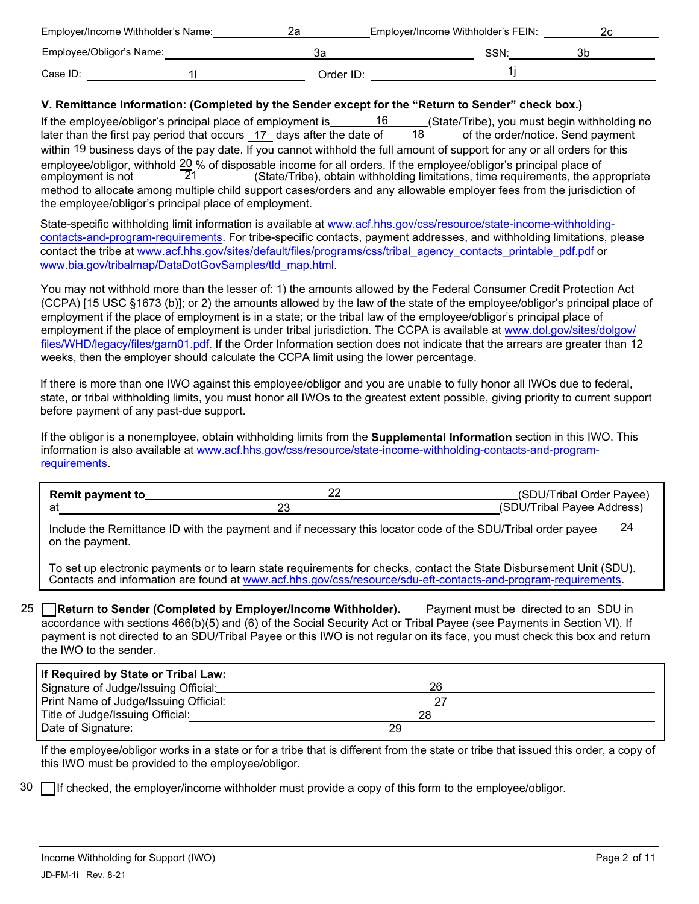Employer/Income Withholder's Name: 2a Employer/Income Withholder's FEIN: 2c

Employee/Obligor's Name: 3a SSN: 3b

Case ID: 1l Order ID: 1j

### V. Remittance Information: (Completed by the Sender except for the "Return to Sender" check box.)

If the employee/obligor's principal place of employment is 16 (State/Tribe), you must begin withholding no later than the first pay period that occurs 17 days after the date of 18 of the order/notice. Send payment within 19 business days of the pay date. If you cannot withhold the full amount of support for any or all orders for this employee/obligor, withhold 20 % of disposable income for all orders. If the employee/obligor's principal place of employment is not 21 (State/Tribe), obtain withholding limitations, time requirements, the appropriate method to allocate among multiple child support cases/orders and any allowable employer fees from the jurisdiction of the employee/obligor's principal place of employment.

State-specific withholding limit information is available at www.acf.hhs.gov/css/resource/state-income-withholding-contacts-and-program-requirements. For tribe-specific contacts, payment addresses, and withholding limitations, please contact the tribe at www.acf.hhs.gov/sites/default/files/programs/css/tribal_agency_contacts_printable_pdf.pdf or www.bia.gov/tribalmap/DataDotGovSamples/tld_map.html.

You may not withhold more than the lesser of: 1) the amounts allowed by the Federal Consumer Credit Protection Act (CCPA) [15 USC §1673 (b)]; or 2) the amounts allowed by the law of the state of the employee/obligor's principal place of employment if the place of employment is in a state; or the tribal law of the employee/obligor's principal place of employment if the place of employment is under tribal jurisdiction. The CCPA is available at www.dol.gov/sites/dolgov/files/WHD/legacy/files/garn01.pdf. If the Order Information section does not indicate that the arrears are greater than 12 weeks, then the employer should calculate the CCPA limit using the lower percentage.

If there is more than one IWO against this employee/obligor and you are unable to fully honor all IWOs due to federal, state, or tribal withholding limits, you must honor all IWOs to the greatest extent possible, giving priority to current support before payment of any past-due support.

If the obligor is a nonemployee, obtain withholding limits from the **Supplemental Information** section in this IWO. This information is also available at www.acf.hhs.gov/css/resource/state-income-withholding-contacts-and-program-requirements.

**Remit payment to** 22 (SDU/Tribal Order Payee)
at 23 (SDU/Tribal Payee Address)

Include the Remittance ID with the payment and if necessary this locator code of the SDU/Tribal order payee 24 on the payment.

To set up electronic payments or to learn state requirements for checks, contact the State Disbursement Unit (SDU). Contacts and information are found at www.acf.hhs.gov/css/resource/sdu-eft-contacts-and-program-requirements.

25 ☐ **Return to Sender (Completed by Employer/Income Withholder).** Payment must be directed to an SDU in accordance with sections 466(b)(5) and (6) of the Social Security Act or Tribal Payee (see Payments in Section VI). If payment is not directed to an SDU/Tribal Payee or this IWO is not regular on its face, you must check this box and return the IWO to the sender.

**If Required by State or Tribal Law:**
Signature of Judge/Issuing Official: 26
Print Name of Judge/Issuing Official: 27
Title of Judge/Issuing Official: 28
Date of Signature: 29

If the employee/obligor works in a state or for a tribe that is different from the state or tribe that issued this order, a copy of this IWO must be provided to the employee/obligor.

30 ☐ If checked, the employer/income withholder must provide a copy of this form to the employee/obligor.

Income Withholding for Support (IWO)
JD-FM-1i Rev. 8-21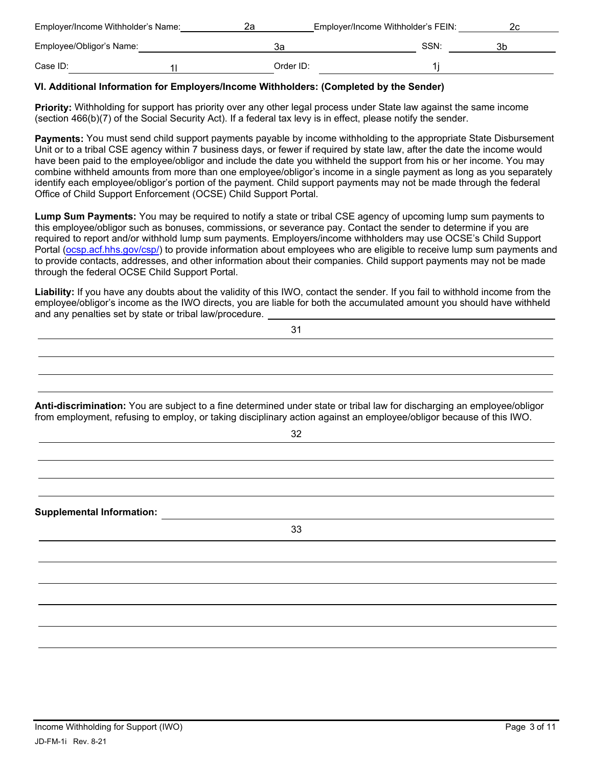Employer/Income Withholder's Name: 2a Employer/Income Withholder's FEIN: 2c

Employee/Obligor's Name: 3a SSN: 3b

Case ID: 1l Order ID: 1j

### VI. Additional Information for Employers/Income Withholders: (Completed by the Sender)

**Priority:** Withholding for support has priority over any other legal process under State law against the same income (section 466(b)(7) of the Social Security Act). If a federal tax levy is in effect, please notify the sender.

**Payments:** You must send child support payments payable by income withholding to the appropriate State Disbursement Unit or to a tribal CSE agency within 7 business days, or fewer if required by state law, after the date the income would have been paid to the employee/obligor and include the date you withheld the support from his or her income. You may combine withheld amounts from more than one employee/obligor's income in a single payment as long as you separately identify each employee/obligor's portion of the payment. Child support payments may not be made through the federal Office of Child Support Enforcement (OCSE) Child Support Portal.

**Lump Sum Payments:** You may be required to notify a state or tribal CSE agency of upcoming lump sum payments to this employee/obligor such as bonuses, commissions, or severance pay. Contact the sender to determine if you are required to report and/or withhold lump sum payments. Employers/income withholders may use OCSE's Child Support Portal (ocsp.acf.hhs.gov/csp/) to provide information about employees who are eligible to receive lump sum payments and to provide contacts, addresses, and other information about their companies. Child support payments may not be made through the federal OCSE Child Support Portal.

**Liability:** If you have any doubts about the validity of this IWO, contact the sender. If you fail to withhold income from the employee/obligor's income as the IWO directs, you are liable for both the accumulated amount you should have withheld and any penalties set by state or tribal law/procedure.

31

**Anti-discrimination:** You are subject to a fine determined under state or tribal law for discharging an employee/obligor from employment, refusing to employ, or taking disciplinary action against an employee/obligor because of this IWO.

32

**Supplemental Information:**

33

Income Withholding for Support (IWO)

JD-FM-1i Rev. 8-21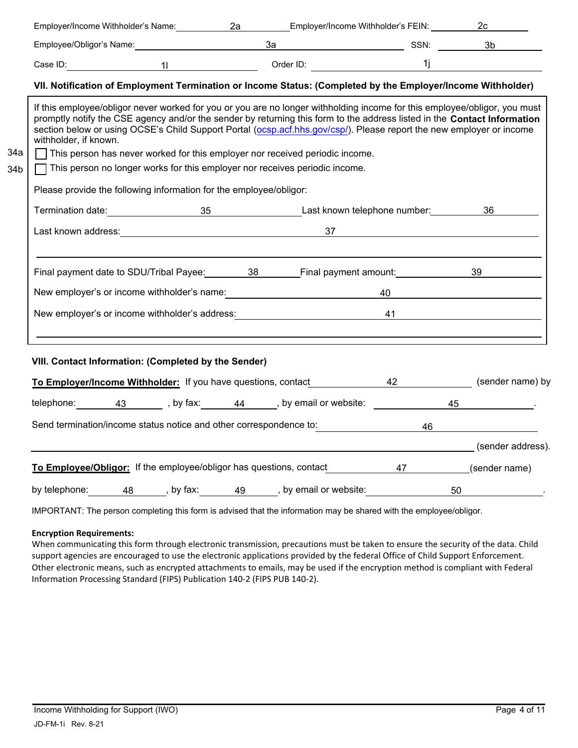Employer/Income Withholder's Name: 2a Employer/Income Withholder's FEIN: 2c

Employee/Obligor's Name: 3a SSN: 3b

Case ID: 1l Order ID: 1j

### VII. Notification of Employment Termination or Income Status: (Completed by the Employer/Income Withholder)

If this employee/obligor never worked for you or you are no longer withholding income for this employee/obligor, you must promptly notify the CSE agency and/or the sender by returning this form to the address listed in the **Contact Information** section below or using OCSE's Child Support Portal (ocsp.acf.hhs.gov/csp/). Please report the new employer or income withholder, if known.

34a ☐ This person has never worked for this employer nor received periodic income.

34b ☐ This person no longer works for this employer nor receives periodic income.

Please provide the following information for the employee/obligor:

Termination date: 35 Last known telephone number: 36

Last known address: 37

Final payment date to SDU/Tribal Payee: 38 Final payment amount: 39

New employer's or income withholder's name: 40

New employer's or income withholder's address: 41

### VIII. Contact Information: (Completed by the Sender)

**To Employer/Income Withholder:** If you have questions, contact 42 (sender name) by telephone: 43 , by fax: 44 , by email or website: 45 .

Send termination/income status notice and other correspondence to: 46 (sender address).

**To Employee/Obligor:** If the employee/obligor has questions, contact 47 (sender name) by telephone: 48 , by fax: 49 , by email or website: 50 .

IMPORTANT: The person completing this form is advised that the information may be shared with the employee/obligor.

**Encryption Requirements:**

When communicating this form through electronic transmission, precautions must be taken to ensure the security of the data. Child support agencies are encouraged to use the electronic applications provided by the federal Office of Child Support Enforcement. Other electronic means, such as encrypted attachments to emails, may be used if the encryption method is compliant with Federal Information Processing Standard (FIPS) Publication 140-2 (FIPS PUB 140-2).

Income Withholding for Support (IWO)

JD-FM-1i Rev. 8-21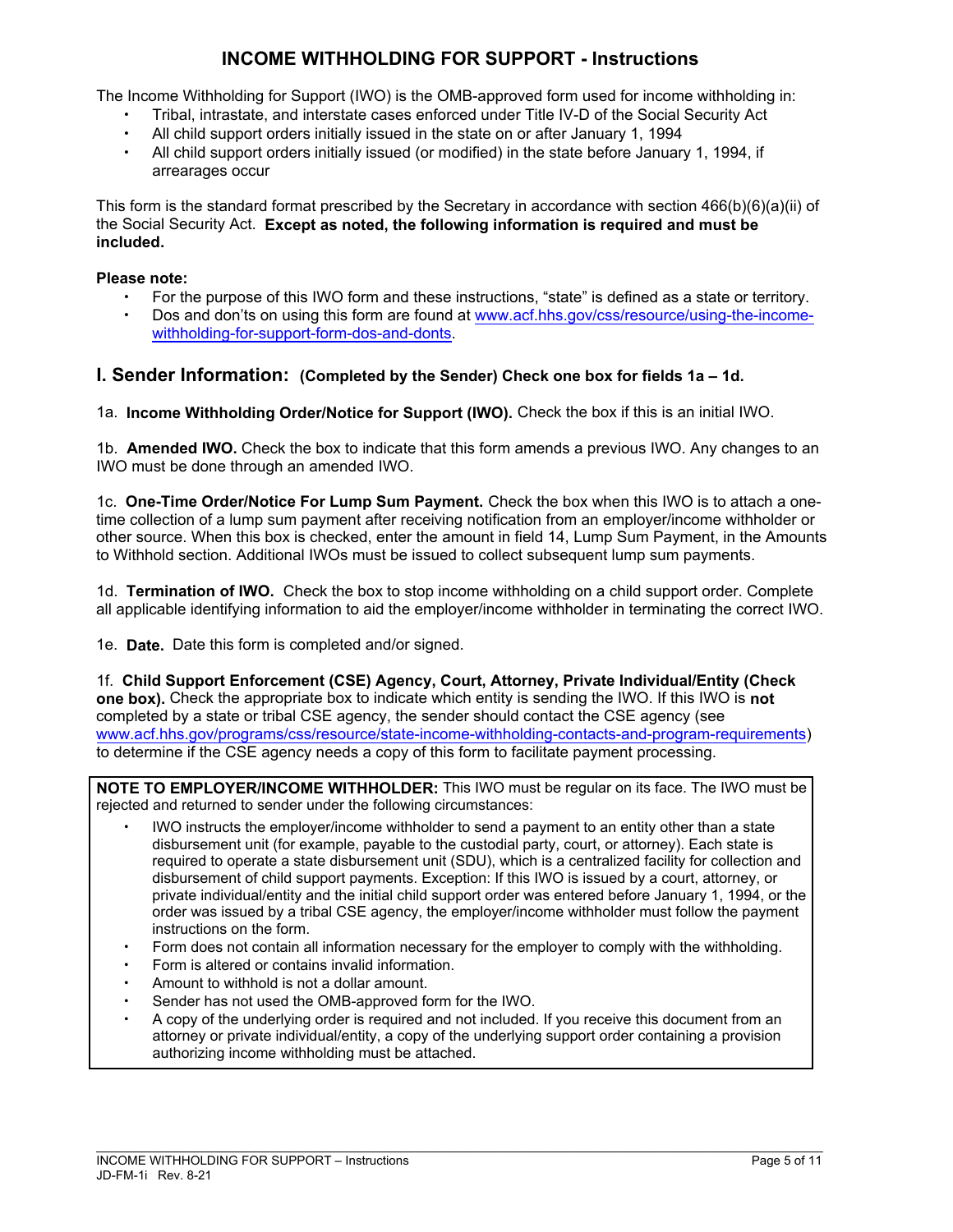# INCOME WITHHOLDING FOR SUPPORT - Instructions

The Income Withholding for Support (IWO) is the OMB-approved form used for income withholding in:

- Tribal, intrastate, and interstate cases enforced under Title IV-D of the Social Security Act
- All child support orders initially issued in the state on or after January 1, 1994
- All child support orders initially issued (or modified) in the state before January 1, 1994, if arrearages occur

This form is the standard format prescribed by the Secretary in accordance with section 466(b)(6)(a)(ii) of the Social Security Act. **Except as noted, the following information is required and must be included.**

**Please note:**

- For the purpose of this IWO form and these instructions, "state" is defined as a state or territory.
- Dos and don'ts on using this form are found at [www.acf.hhs.gov/css/resource/using-the-income-withholding-for-support-form-dos-and-donts](www.acf.hhs.gov/css/resource/using-the-income-withholding-for-support-form-dos-and-donts).

## I. Sender Information: (Completed by the Sender) Check one box for fields 1a – 1d.

1a. **Income Withholding Order/Notice for Support (IWO).** Check the box if this is an initial IWO.

1b. **Amended IWO.** Check the box to indicate that this form amends a previous IWO. Any changes to an IWO must be done through an amended IWO.

1c. **One-Time Order/Notice For Lump Sum Payment.** Check the box when this IWO is to attach a one-time collection of a lump sum payment after receiving notification from an employer/income withholder or other source. When this box is checked, enter the amount in field 14, Lump Sum Payment, in the Amounts to Withhold section. Additional IWOs must be issued to collect subsequent lump sum payments.

1d. **Termination of IWO.** Check the box to stop income withholding on a child support order. Complete all applicable identifying information to aid the employer/income withholder in terminating the correct IWO.

1e. **Date.** Date this form is completed and/or signed.

1f. **Child Support Enforcement (CSE) Agency, Court, Attorney, Private Individual/Entity (Check one box).** Check the appropriate box to indicate which entity is sending the IWO. If this IWO is **not** completed by a state or tribal CSE agency, the sender should contact the CSE agency (see [www.acf.hhs.gov/programs/css/resource/state-income-withholding-contacts-and-program-requirements](www.acf.hhs.gov/programs/css/resource/state-income-withholding-contacts-and-program-requirements)) to determine if the CSE agency needs a copy of this form to facilitate payment processing.

**NOTE TO EMPLOYER/INCOME WITHHOLDER:** This IWO must be regular on its face. The IWO must be rejected and returned to sender under the following circumstances:

- IWO instructs the employer/income withholder to send a payment to an entity other than a state disbursement unit (for example, payable to the custodial party, court, or attorney). Each state is required to operate a state disbursement unit (SDU), which is a centralized facility for collection and disbursement of child support payments. Exception: If this IWO is issued by a court, attorney, or private individual/entity and the initial child support order was entered before January 1, 1994, or the order was issued by a tribal CSE agency, the employer/income withholder must follow the payment instructions on the form.
- Form does not contain all information necessary for the employer to comply with the withholding.
- Form is altered or contains invalid information.
- Amount to withhold is not a dollar amount.
- Sender has not used the OMB-approved form for the IWO.
- A copy of the underlying order is required and not included. If you receive this document from an attorney or private individual/entity, a copy of the underlying support order containing a provision authorizing income withholding must be attached.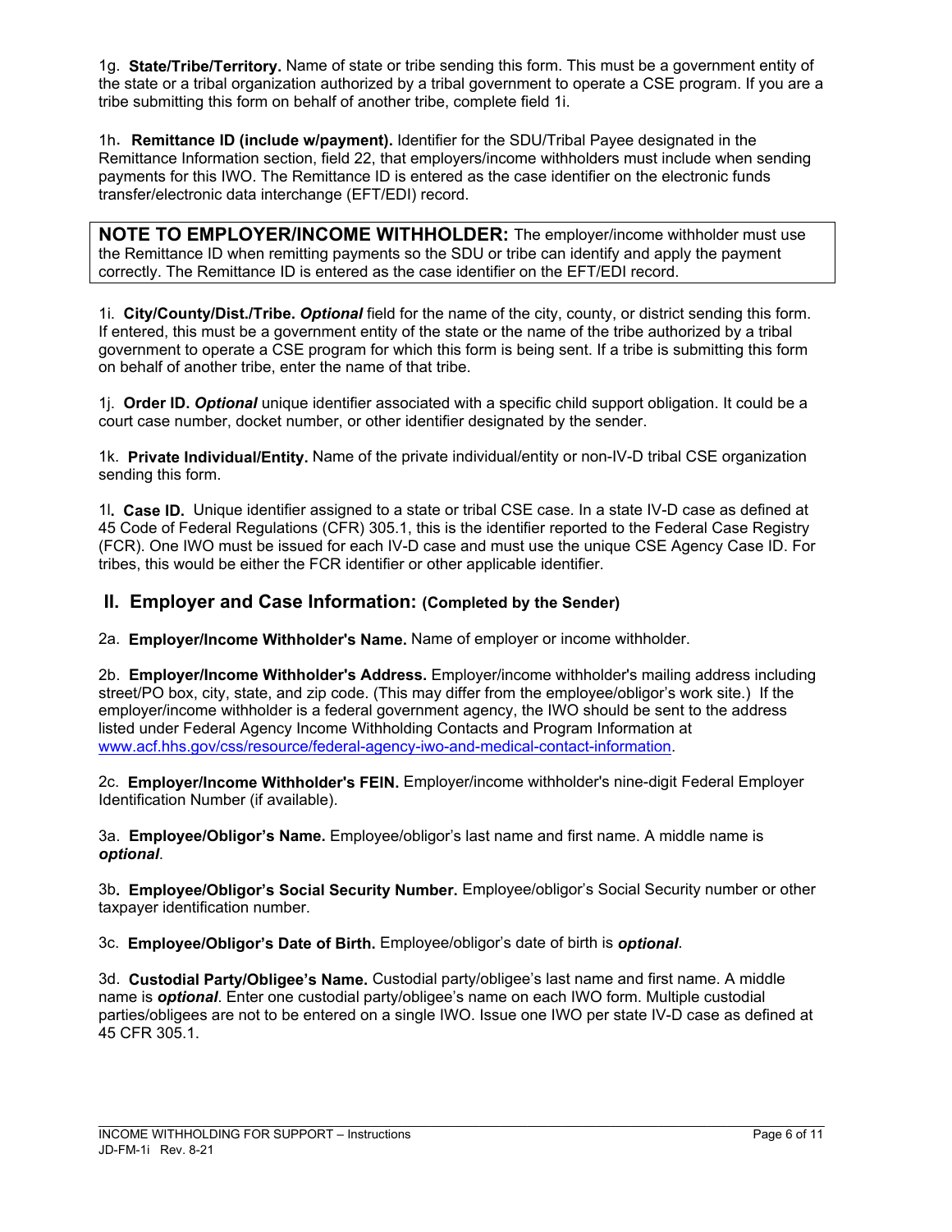1g. **State/Tribe/Territory.** Name of state or tribe sending this form. This must be a government entity of the state or a tribal organization authorized by a tribal government to operate a CSE program. If you are a tribe submitting this form on behalf of another tribe, complete field 1i.

1h**. Remittance ID (include w/payment).** Identifier for the SDU/Tribal Payee designated in the Remittance Information section, field 22, that employers/income withholders must include when sending payments for this IWO. The Remittance ID is entered as the case identifier on the electronic funds transfer/electronic data interchange (EFT/EDI) record.

> **NOTE TO EMPLOYER/INCOME WITHHOLDER:** The employer/income withholder must use the Remittance ID when remitting payments so the SDU or tribe can identify and apply the payment correctly. The Remittance ID is entered as the case identifier on the EFT/EDI record.

1i. **City/County/Dist./Tribe.** ***Optional*** field for the name of the city, county, or district sending this form. If entered, this must be a government entity of the state or the name of the tribe authorized by a tribal government to operate a CSE program for which this form is being sent. If a tribe is submitting this form on behalf of another tribe, enter the name of that tribe.

1j. **Order ID.** ***Optional*** unique identifier associated with a specific child support obligation. It could be a court case number, docket number, or other identifier designated by the sender.

1k. **Private Individual/Entity.** Name of the private individual/entity or non-IV-D tribal CSE organization sending this form.

1l**. Case ID.** Unique identifier assigned to a state or tribal CSE case. In a state IV-D case as defined at 45 Code of Federal Regulations (CFR) 305.1, this is the identifier reported to the Federal Case Registry (FCR). One IWO must be issued for each IV-D case and must use the unique CSE Agency Case ID. For tribes, this would be either the FCR identifier or other applicable identifier.

## II. Employer and Case Information: (Completed by the Sender)

2a. **Employer/Income Withholder's Name.** Name of employer or income withholder.

2b. **Employer/Income Withholder's Address.** Employer/income withholder's mailing address including street/PO box, city, state, and zip code. (This may differ from the employee/obligor's work site.) If the employer/income withholder is a federal government agency, the IWO should be sent to the address listed under Federal Agency Income Withholding Contacts and Program Information at www.acf.hhs.gov/css/resource/federal-agency-iwo-and-medical-contact-information.

2c. **Employer/Income Withholder's FEIN.** Employer/income withholder's nine-digit Federal Employer Identification Number (if available).

3a. **Employee/Obligor's Name.** Employee/obligor's last name and first name. A middle name is ***optional***.

3b**. Employee/Obligor's Social Security Number.** Employee/obligor's Social Security number or other taxpayer identification number.

3c. **Employee/Obligor's Date of Birth.** Employee/obligor's date of birth is ***optional***.

3d. **Custodial Party/Obligee's Name.** Custodial party/obligee's last name and first name. A middle name is ***optional***. Enter one custodial party/obligee's name on each IWO form. Multiple custodial parties/obligees are not to be entered on a single IWO. Issue one IWO per state IV-D case as defined at 45 CFR 305.1.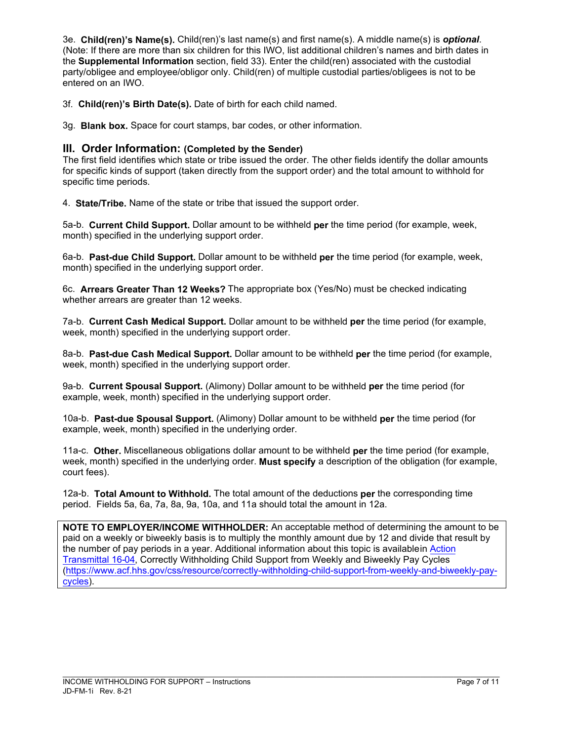3e. **Child(ren)'s Name(s).** Child(ren)'s last name(s) and first name(s). A middle name(s) is ***optional***. (Note: If there are more than six children for this IWO, list additional children's names and birth dates in the **Supplemental Information** section, field 33). Enter the child(ren) associated with the custodial party/obligee and employee/obligor only. Child(ren) of multiple custodial parties/obligees is not to be entered on an IWO.

3f. **Child(ren)'s Birth Date(s).** Date of birth for each child named.

3g. **Blank box.** Space for court stamps, bar codes, or other information.

## III. Order Information: (Completed by the Sender)

The first field identifies which state or tribe issued the order. The other fields identify the dollar amounts for specific kinds of support (taken directly from the support order) and the total amount to withhold for specific time periods.

4. **State/Tribe.** Name of the state or tribe that issued the support order.

5a-b. **Current Child Support.** Dollar amount to be withheld **per** the time period (for example, week, month) specified in the underlying support order.

6a-b. **Past-due Child Support.** Dollar amount to be withheld **per** the time period (for example, week, month) specified in the underlying support order.

6c. **Arrears Greater Than 12 Weeks?** The appropriate box (Yes/No) must be checked indicating whether arrears are greater than 12 weeks.

7a-b. **Current Cash Medical Support.** Dollar amount to be withheld **per** the time period (for example, week, month) specified in the underlying support order.

8a-b. **Past-due Cash Medical Support.** Dollar amount to be withheld **per** the time period (for example, week, month) specified in the underlying support order.

9a-b. **Current Spousal Support.** (Alimony) Dollar amount to be withheld **per** the time period (for example, week, month) specified in the underlying support order.

10a-b. **Past-due Spousal Support.** (Alimony) Dollar amount to be withheld **per** the time period (for example, week, month) specified in the underlying order.

11a-c. **Other.** Miscellaneous obligations dollar amount to be withheld **per** the time period (for example, week, month) specified in the underlying order. **Must specify** a description of the obligation (for example, court fees).

12a-b. **Total Amount to Withhold.** The total amount of the deductions **per** the corresponding time period. Fields 5a, 6a, 7a, 8a, 9a, 10a, and 11a should total the amount in 12a.

**NOTE TO EMPLOYER/INCOME WITHHOLDER:** An acceptable method of determining the amount to be paid on a weekly or biweekly basis is to multiply the monthly amount due by 12 and divide that result by the number of pay periods in a year. Additional information about this topic is availablein [Action Transmittal 16-04](https://www.acf.hhs.gov/css/resource/correctly-withholding-child-support-from-weekly-and-biweekly-pay-cycles), Correctly Withholding Child Support from Weekly and Biweekly Pay Cycles (https://www.acf.hhs.gov/css/resource/correctly-withholding-child-support-from-weekly-and-biweekly-pay-cycles).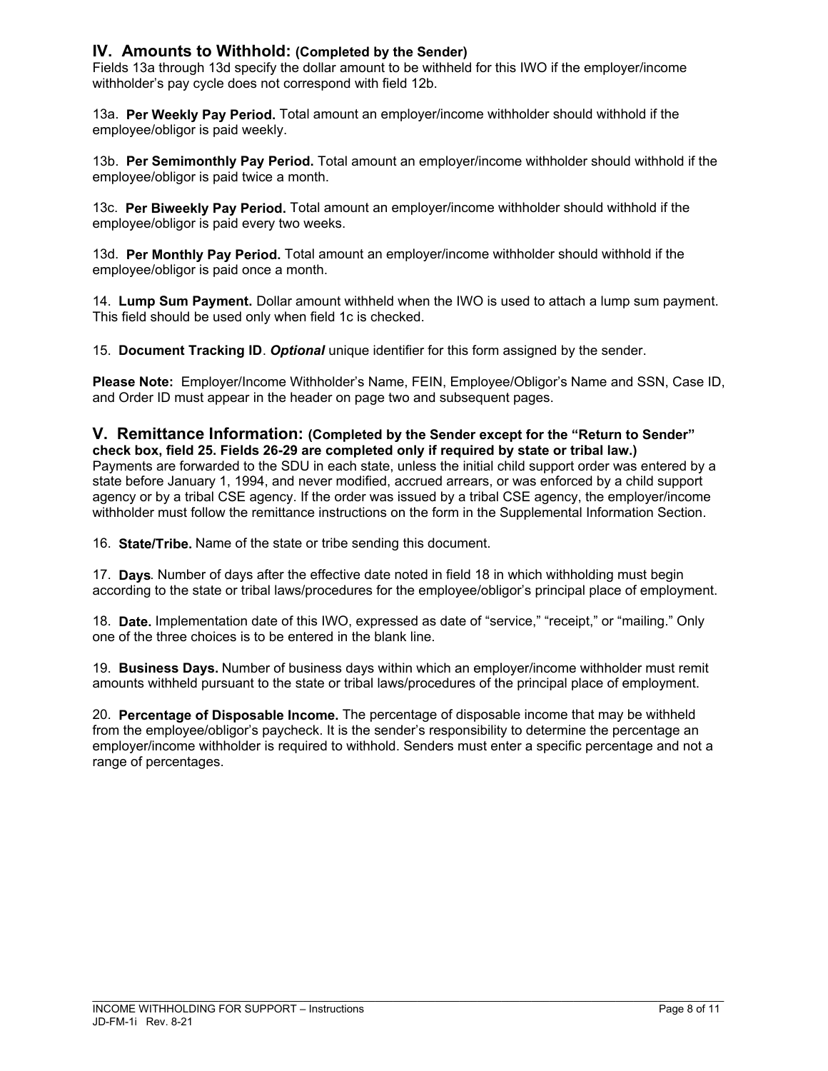## IV. Amounts to Withhold: (Completed by the Sender)

Fields 13a through 13d specify the dollar amount to be withheld for this IWO if the employer/income withholder's pay cycle does not correspond with field 12b.

13a. **Per Weekly Pay Period.** Total amount an employer/income withholder should withhold if the employee/obligor is paid weekly.

13b. **Per Semimonthly Pay Period.** Total amount an employer/income withholder should withhold if the employee/obligor is paid twice a month.

13c. **Per Biweekly Pay Period.** Total amount an employer/income withholder should withhold if the employee/obligor is paid every two weeks.

13d. **Per Monthly Pay Period.** Total amount an employer/income withholder should withhold if the employee/obligor is paid once a month.

14. **Lump Sum Payment.** Dollar amount withheld when the IWO is used to attach a lump sum payment. This field should be used only when field 1c is checked.

15. **Document Tracking ID**. ***Optional*** unique identifier for this form assigned by the sender.

**Please Note:** Employer/Income Withholder's Name, FEIN, Employee/Obligor's Name and SSN, Case ID, and Order ID must appear in the header on page two and subsequent pages.

## V. Remittance Information: (Completed by the Sender except for the "Return to Sender" check box, field 25. Fields 26-29 are completed only if required by state or tribal law.)

Payments are forwarded to the SDU in each state, unless the initial child support order was entered by a state before January 1, 1994, and never modified, accrued arrears, or was enforced by a child support agency or by a tribal CSE agency. If the order was issued by a tribal CSE agency, the employer/income withholder must follow the remittance instructions on the form in the Supplemental Information Section.

16. **State/Tribe.** Name of the state or tribe sending this document.

17. **Days**. Number of days after the effective date noted in field 18 in which withholding must begin according to the state or tribal laws/procedures for the employee/obligor's principal place of employment.

18. **Date.** Implementation date of this IWO, expressed as date of "service," "receipt," or "mailing." Only one of the three choices is to be entered in the blank line.

19. **Business Days.** Number of business days within which an employer/income withholder must remit amounts withheld pursuant to the state or tribal laws/procedures of the principal place of employment.

20. **Percentage of Disposable Income.** The percentage of disposable income that may be withheld from the employee/obligor's paycheck. It is the sender's responsibility to determine the percentage an employer/income withholder is required to withhold. Senders must enter a specific percentage and not a range of percentages.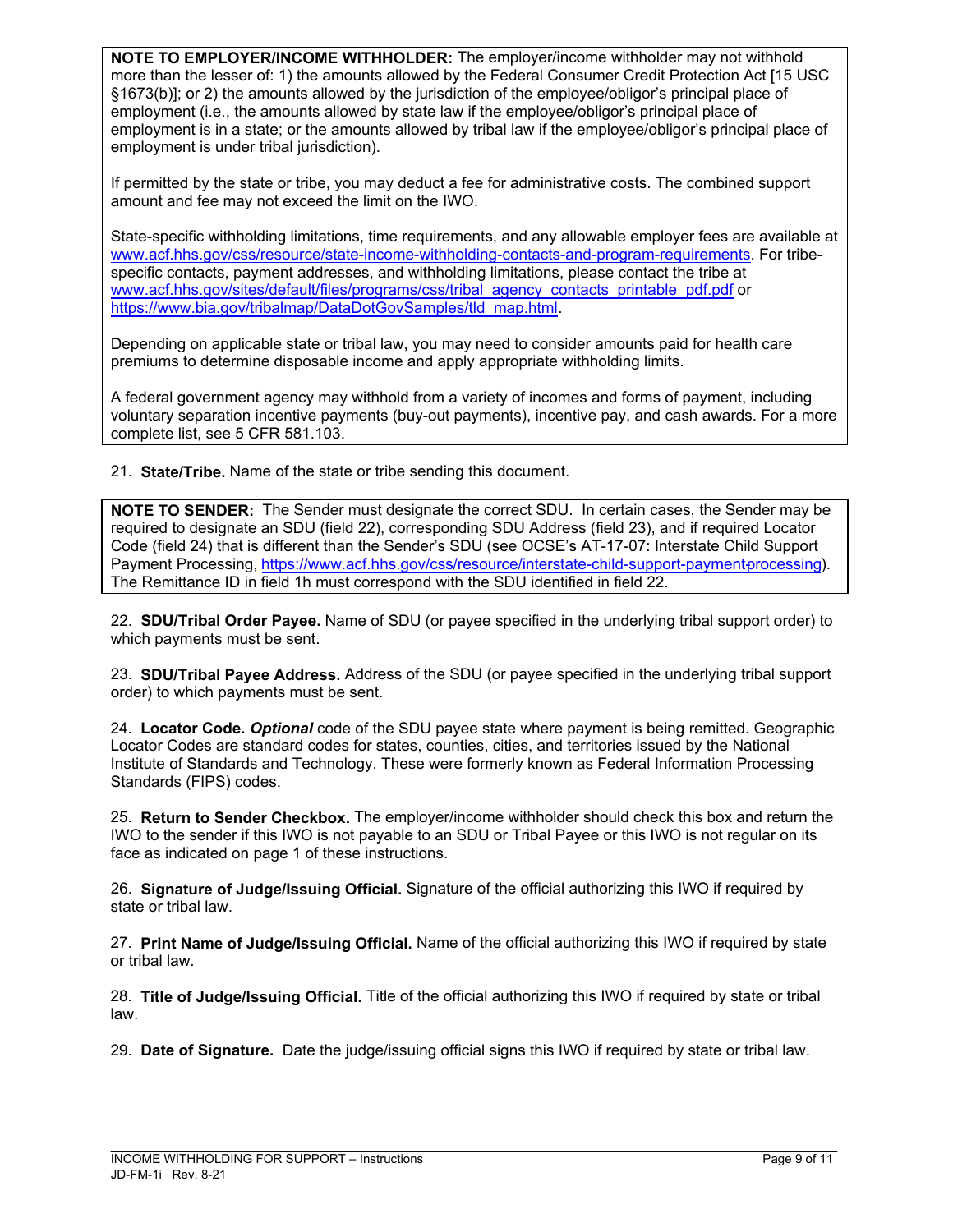**NOTE TO EMPLOYER/INCOME WITHHOLDER:** The employer/income withholder may not withhold more than the lesser of: 1) the amounts allowed by the Federal Consumer Credit Protection Act [15 USC §1673(b)]; or 2) the amounts allowed by the jurisdiction of the employee/obligor's principal place of employment (i.e., the amounts allowed by state law if the employee/obligor's principal place of employment is in a state; or the amounts allowed by tribal law if the employee/obligor's principal place of employment is under tribal jurisdiction).

If permitted by the state or tribe, you may deduct a fee for administrative costs. The combined support amount and fee may not exceed the limit on the IWO.

State-specific withholding limitations, time requirements, and any allowable employer fees are available at www.acf.hhs.gov/css/resource/state-income-withholding-contacts-and-program-requirements. For tribe-specific contacts, payment addresses, and withholding limitations, please contact the tribe at www.acf.hhs.gov/sites/default/files/programs/css/tribal_agency_contacts_printable_pdf.pdf or https://www.bia.gov/tribalmap/DataDotGovSamples/tld_map.html.

Depending on applicable state or tribal law, you may need to consider amounts paid for health care premiums to determine disposable income and apply appropriate withholding limits.

A federal government agency may withhold from a variety of incomes and forms of payment, including voluntary separation incentive payments (buy-out payments), incentive pay, and cash awards. For a more complete list, see 5 CFR 581.103.

21. **State/Tribe.** Name of the state or tribe sending this document.

**NOTE TO SENDER:** The Sender must designate the correct SDU. In certain cases, the Sender may be required to designate an SDU (field 22), corresponding SDU Address (field 23), and if required Locator Code (field 24) that is different than the Sender's SDU (see OCSE's AT-17-07: Interstate Child Support Payment Processing, https://www.acf.hhs.gov/css/resource/interstate-child-support-payment-processing). The Remittance ID in field 1h must correspond with the SDU identified in field 22.

22. **SDU/Tribal Order Payee.** Name of SDU (or payee specified in the underlying tribal support order) to which payments must be sent.

23. **SDU/Tribal Payee Address.** Address of the SDU (or payee specified in the underlying tribal support order) to which payments must be sent.

24. **Locator Code.** ***Optional*** code of the SDU payee state where payment is being remitted. Geographic Locator Codes are standard codes for states, counties, cities, and territories issued by the National Institute of Standards and Technology. These were formerly known as Federal Information Processing Standards (FIPS) codes.

25. **Return to Sender Checkbox.** The employer/income withholder should check this box and return the IWO to the sender if this IWO is not payable to an SDU or Tribal Payee or this IWO is not regular on its face as indicated on page 1 of these instructions.

26. **Signature of Judge/Issuing Official.** Signature of the official authorizing this IWO if required by state or tribal law.

27. **Print Name of Judge/Issuing Official.** Name of the official authorizing this IWO if required by state or tribal law.

28. **Title of Judge/Issuing Official.** Title of the official authorizing this IWO if required by state or tribal law.

29. **Date of Signature.** Date the judge/issuing official signs this IWO if required by state or tribal law.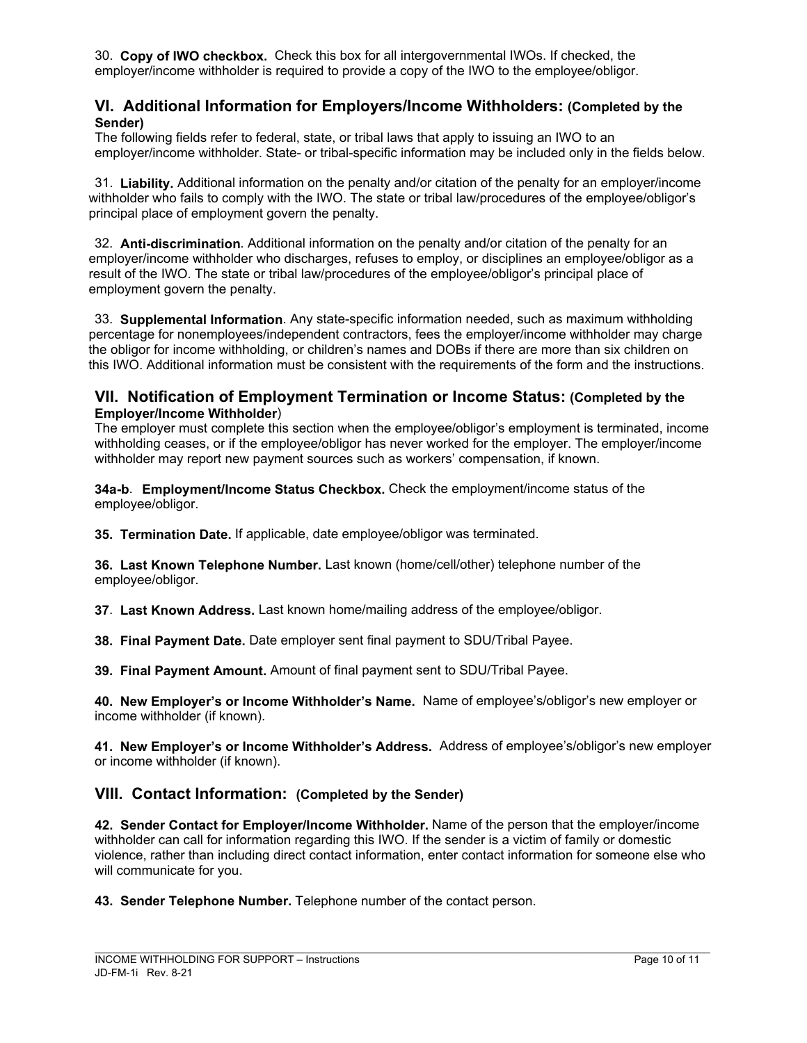30. **Copy of IWO checkbox.** Check this box for all intergovernmental IWOs. If checked, the employer/income withholder is required to provide a copy of the IWO to the employee/obligor.

## VI. Additional Information for Employers/Income Withholders: (Completed by the Sender)

The following fields refer to federal, state, or tribal laws that apply to issuing an IWO to an employer/income withholder. State- or tribal-specific information may be included only in the fields below.

31. **Liability.** Additional information on the penalty and/or citation of the penalty for an employer/income withholder who fails to comply with the IWO. The state or tribal law/procedures of the employee/obligor's principal place of employment govern the penalty.

32. **Anti-discrimination**. Additional information on the penalty and/or citation of the penalty for an employer/income withholder who discharges, refuses to employ, or disciplines an employee/obligor as a result of the IWO. The state or tribal law/procedures of the employee/obligor's principal place of employment govern the penalty.

33. **Supplemental Information**. Any state-specific information needed, such as maximum withholding percentage for nonemployees/independent contractors, fees the employer/income withholder may charge the obligor for income withholding, or children's names and DOBs if there are more than six children on this IWO. Additional information must be consistent with the requirements of the form and the instructions.

## VII. Notification of Employment Termination or Income Status: (Completed by the Employer/Income Withholder)

The employer must complete this section when the employee/obligor's employment is terminated, income withholding ceases, or if the employee/obligor has never worked for the employer. The employer/income withholder may report new payment sources such as workers' compensation, if known.

**34a-b**. **Employment/Income Status Checkbox.** Check the employment/income status of the employee/obligor.

**35. Termination Date.** If applicable, date employee/obligor was terminated.

**36. Last Known Telephone Number.** Last known (home/cell/other) telephone number of the employee/obligor.

**37**. **Last Known Address.** Last known home/mailing address of the employee/obligor.

**38. Final Payment Date.** Date employer sent final payment to SDU/Tribal Payee.

**39. Final Payment Amount.** Amount of final payment sent to SDU/Tribal Payee.

**40. New Employer's or Income Withholder's Name.** Name of employee's/obligor's new employer or income withholder (if known).

**41. New Employer's or Income Withholder's Address.** Address of employee's/obligor's new employer or income withholder (if known).

## VIII. Contact Information: (Completed by the Sender)

**42. Sender Contact for Employer/Income Withholder.** Name of the person that the employer/income withholder can call for information regarding this IWO. If the sender is a victim of family or domestic violence, rather than including direct contact information, enter contact information for someone else who will communicate for you.

**43. Sender Telephone Number.** Telephone number of the contact person.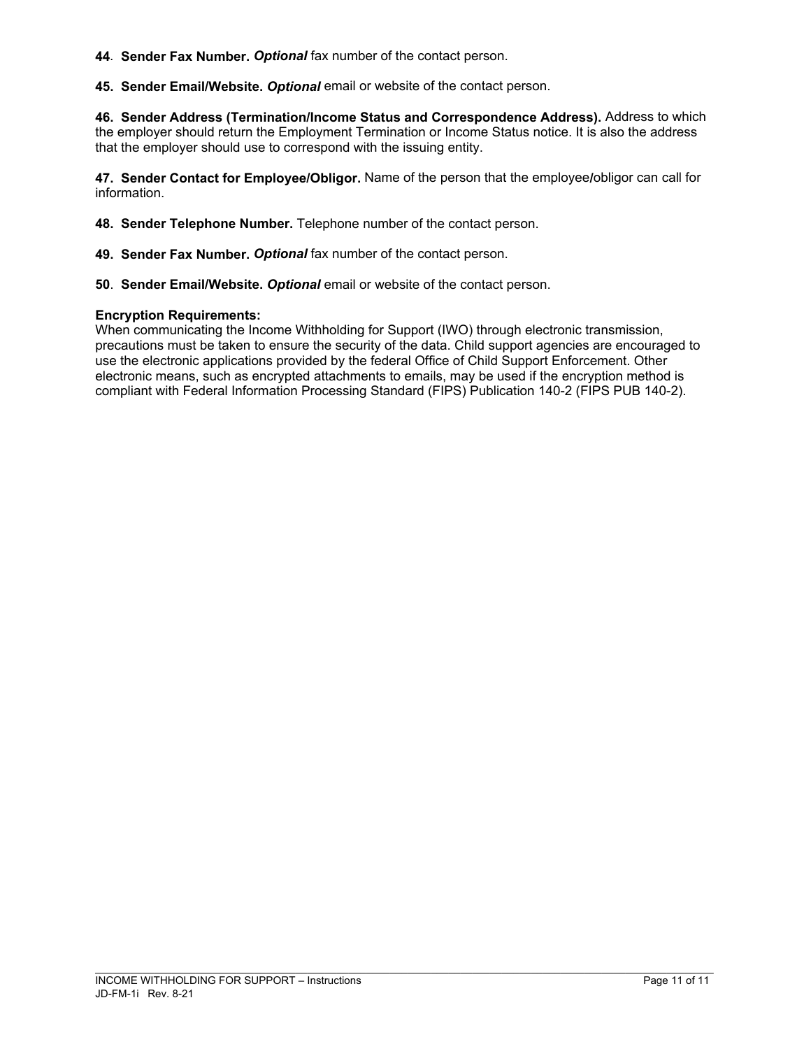**44**. **Sender Fax Number.** ***Optional*** fax number of the contact person.

**45. Sender Email/Website.** ***Optional*** email or website of the contact person.

**46. Sender Address (Termination/Income Status and Correspondence Address).** Address to which the employer should return the Employment Termination or Income Status notice. It is also the address that the employer should use to correspond with the issuing entity.

**47. Sender Contact for Employee/Obligor.** Name of the person that the employee/obligor can call for information.

**48. Sender Telephone Number.** Telephone number of the contact person.

**49. Sender Fax Number.** ***Optional*** fax number of the contact person.

**50**. **Sender Email/Website.** ***Optional*** email or website of the contact person.

**Encryption Requirements:**
When communicating the Income Withholding for Support (IWO) through electronic transmission, precautions must be taken to ensure the security of the data. Child support agencies are encouraged to use the electronic applications provided by the federal Office of Child Support Enforcement. Other electronic means, such as encrypted attachments to emails, may be used if the encryption method is compliant with Federal Information Processing Standard (FIPS) Publication 140-2 (FIPS PUB 140-2).